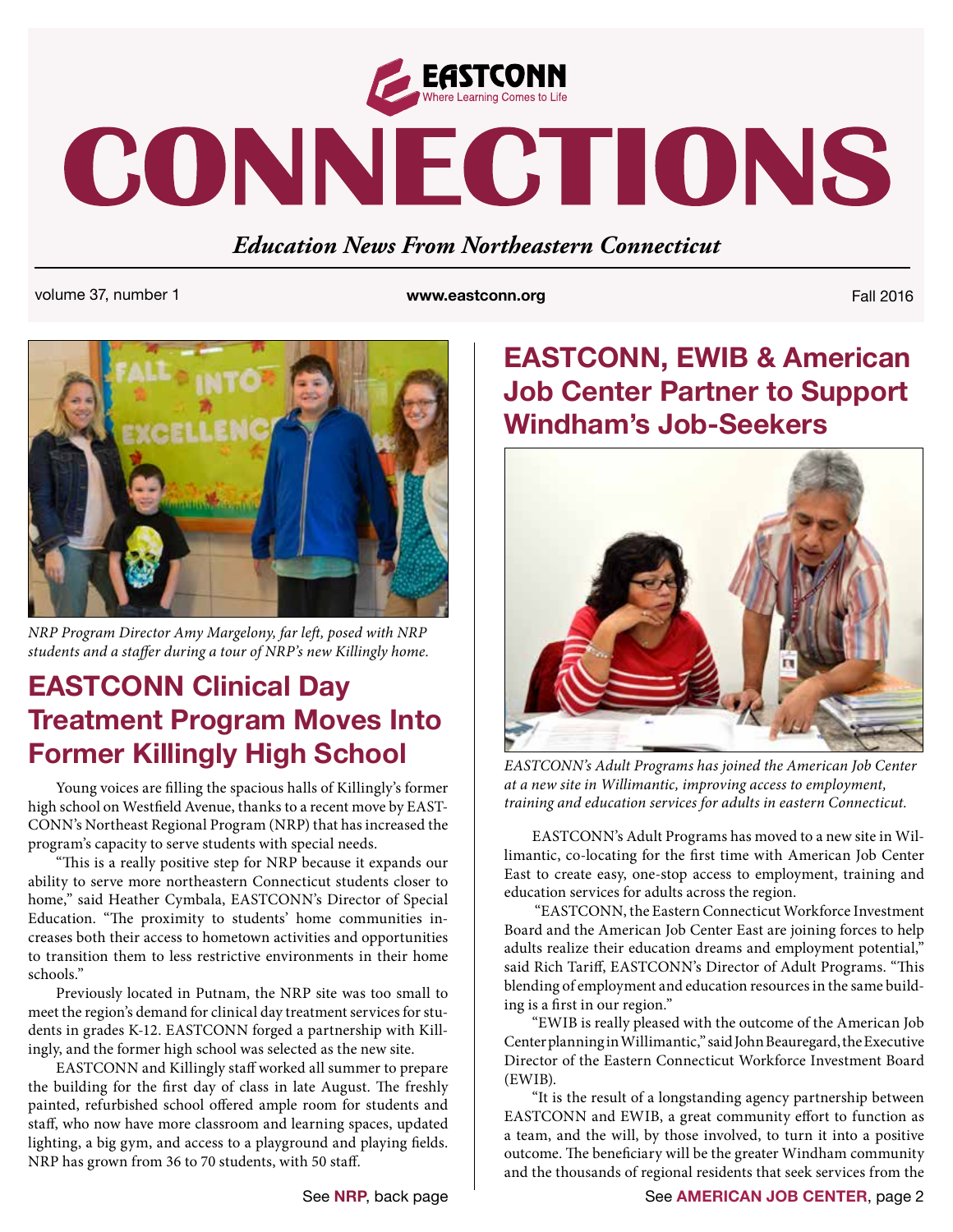EASTCONN
Where Learning Comes to Life

# CONNECTIONS

*Education News From Northeastern Connecticut*

volume 37, number 1 **www.eastconn.org** Fall 2016

*NRP Program Director Amy Margelony, far left, posed with NRP students and a staffer during a tour of NRP's new Killingly home.*

## EASTCONN Clinical Day Treatment Program Moves Into Former Killingly High School

Young voices are filling the spacious halls of Killingly's former high school on Westfield Avenue, thanks to a recent move by EASTCONN's Northeast Regional Program (NRP) that has increased the program's capacity to serve students with special needs.

"This is a really positive step for NRP because it expands our ability to serve more northeastern Connecticut students closer to home," said Heather Cymbala, EASTCONN's Director of Special Education. "The proximity to students' home communities increases both their access to hometown activities and opportunities to transition them to less restrictive environments in their home schools."

Previously located in Putnam, the NRP site was too small to meet the region's demand for clinical day treatment services for students in grades K-12. EASTCONN forged a partnership with Killingly, and the former high school was selected as the new site.

EASTCONN and Killingly staff worked all summer to prepare the building for the first day of class in late August. The freshly painted, refurbished school offered ample room for students and staff, who now have more classroom and learning spaces, updated lighting, a big gym, and access to a playground and playing fields. NRP has grown from 36 to 70 students, with 50 staff.

See **NRP**, back page

## EASTCONN, EWIB & American Job Center Partner to Support Windham's Job-Seekers

*EASTCONN's Adult Programs has joined the American Job Center at a new site in Willimantic, improving access to employment, training and education services for adults in eastern Connecticut.*

EASTCONN's Adult Programs has moved to a new site in Willimantic, co-locating for the first time with American Job Center East to create easy, one-stop access to employment, training and education services for adults across the region.

"EASTCONN, the Eastern Connecticut Workforce Investment Board and the American Job Center East are joining forces to help adults realize their education dreams and employment potential," said Rich Tariff, EASTCONN's Director of Adult Programs. "This blending of employment and education resources in the same building is a first in our region."

"EWIB is really pleased with the outcome of the American Job Center planning in Willimantic," said John Beauregard, the Executive Director of the Eastern Connecticut Workforce Investment Board (EWIB).

"It is the result of a longstanding agency partnership between EASTCONN and EWIB, a great community effort to function as a team, and the will, by those involved, to turn it into a positive outcome. The beneficiary will be the greater Windham community and the thousands of regional residents that seek services from the

See **AMERICAN JOB CENTER**, page 2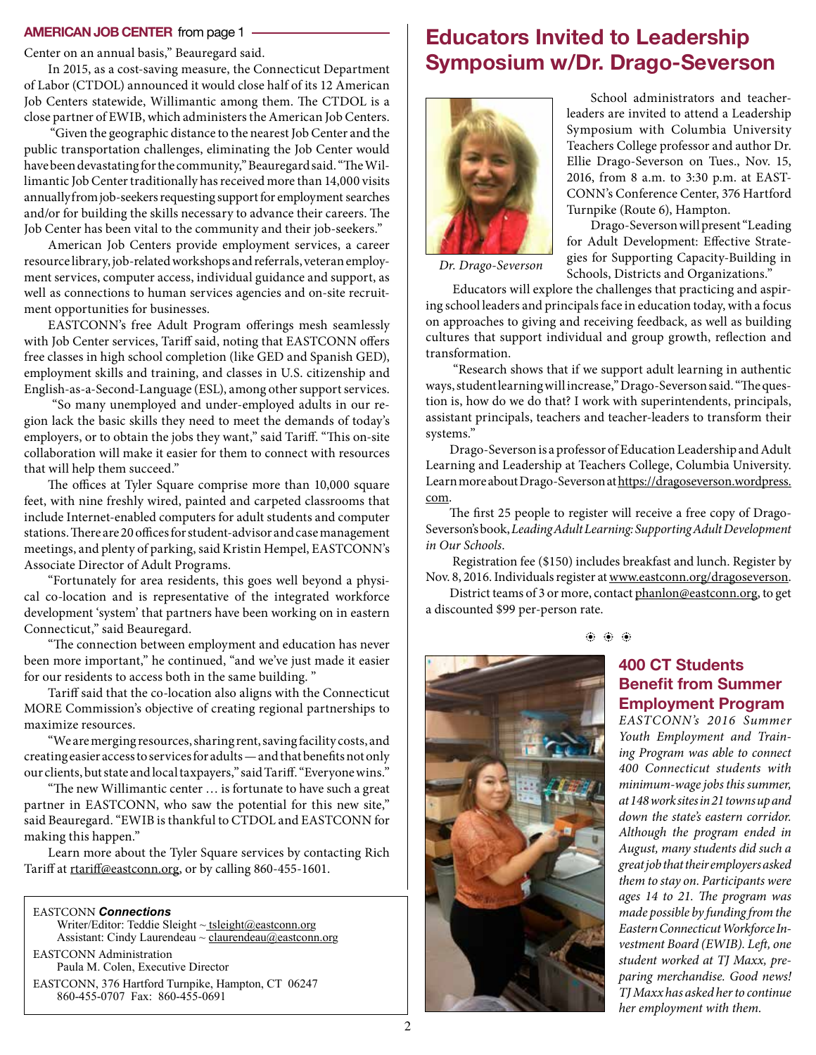**AMERICAN JOB CENTER** from page 1

Center on an annual basis," Beauregard said.

In 2015, as a cost-saving measure, the Connecticut Department of Labor (CTDOL) announced it would close half of its 12 American Job Centers statewide, Willimantic among them. The CTDOL is a close partner of EWIB, which administers the American Job Centers.

"Given the geographic distance to the nearest Job Center and the public transportation challenges, eliminating the Job Center would have been devastating for the community," Beauregard said. "The Willimantic Job Center traditionally has received more than 14,000 visits annually from job-seekers requesting support for employment searches and/or for building the skills necessary to advance their careers. The Job Center has been vital to the community and their job-seekers."

American Job Centers provide employment services, a career resource library, job-related workshops and referrals, veteran employment services, computer access, individual guidance and support, as well as connections to human services agencies and on-site recruitment opportunities for businesses.

EASTCONN's free Adult Program offerings mesh seamlessly with Job Center services, Tariff said, noting that EASTCONN offers free classes in high school completion (like GED and Spanish GED), employment skills and training, and classes in U.S. citizenship and English-as-a-Second-Language (ESL), among other support services.

"So many unemployed and under-employed adults in our region lack the basic skills they need to meet the demands of today's employers, or to obtain the jobs they want," said Tariff. "This on-site collaboration will make it easier for them to connect with resources that will help them succeed."

The offices at Tyler Square comprise more than 10,000 square feet, with nine freshly wired, painted and carpeted classrooms that include Internet-enabled computers for adult students and computer stations. There are 20 offices for student-advisor and case management meetings, and plenty of parking, said Kristin Hempel, EASTCONN's Associate Director of Adult Programs.

"Fortunately for area residents, this goes well beyond a physical co-location and is representative of the integrated workforce development 'system' that partners have been working on in eastern Connecticut," said Beauregard.

"The connection between employment and education has never been more important," he continued, "and we've just made it easier for our residents to access both in the same building. "

Tariff said that the co-location also aligns with the Connecticut MORE Commission's objective of creating regional partnerships to maximize resources.

"We are merging resources, sharing rent, saving facility costs, and creating easier access to services for adults — and that benefits not only our clients, but state and local taxpayers," said Tariff. "Everyone wins."

"The new Willimantic center … is fortunate to have such a great partner in EASTCONN, who saw the potential for this new site," said Beauregard. "EWIB is thankful to CTDOL and EASTCONN for making this happen."

Learn more about the Tyler Square services by contacting Rich Tariff at rtariff@eastconn.org, or by calling 860-455-1601.

EASTCONN ***Connections***
Writer/Editor: Teddie Sleight ~ tsleight@eastconn.org
Assistant: Cindy Laurendeau ~ claurendeau@eastconn.org

EASTCONN Administration
Paula M. Colen, Executive Director

EASTCONN, 376 Hartford Turnpike, Hampton, CT 06247
860-455-0707 Fax: 860-455-0691

# Educators Invited to Leadership Symposium w/Dr. Drago-Severson

*Dr. Drago-Severson*

School administrators and teacher-leaders are invited to attend a Leadership Symposium with Columbia University Teachers College professor and author Dr. Ellie Drago-Severson on Tues., Nov. 15, 2016, from 8 a.m. to 3:30 p.m. at EASTCONN's Conference Center, 376 Hartford Turnpike (Route 6), Hampton.

Drago-Severson will present "Leading for Adult Development: Effective Strategies for Supporting Capacity-Building in Schools, Districts and Organizations."

Educators will explore the challenges that practicing and aspiring school leaders and principals face in education today, with a focus on approaches to giving and receiving feedback, as well as building cultures that support individual and group growth, reflection and transformation.

"Research shows that if we support adult learning in authentic ways, student learning will increase," Drago-Severson said. "The question is, how do we do that? I work with superintendents, principals, assistant principals, teachers and teacher-leaders to transform their systems."

Drago-Severson is a professor of Education Leadership and Adult Learning and Leadership at Teachers College, Columbia University. Learn more about Drago-Severson at https://dragoseverson.wordpress.com.

The first 25 people to register will receive a free copy of Drago-Severson's book, *Leading Adult Learning: Supporting Adult Development in Our Schools*.

Registration fee ($150) includes breakfast and lunch. Register by Nov. 8, 2016. Individuals register at www.eastconn.org/dragoseverson.

District teams of 3 or more, contact phanlon@eastconn.org, to get a discounted $99 per-person rate.

## 400 CT Students Benefit from Summer Employment Program

*EASTCONN's 2016 Summer Youth Employment and Training Program was able to connect 400 Connecticut students with minimum-wage jobs this summer, at 148 work sites in 21 towns up and down the state's eastern corridor. Although the program ended in August, many students did such a great job that their employers asked them to stay on. Participants were ages 14 to 21. The program was made possible by funding from the Eastern Connecticut Workforce Investment Board (EWIB). Left, one student worked at TJ Maxx, preparing merchandise. Good news! TJ Maxx has asked her to continue her employment with them.*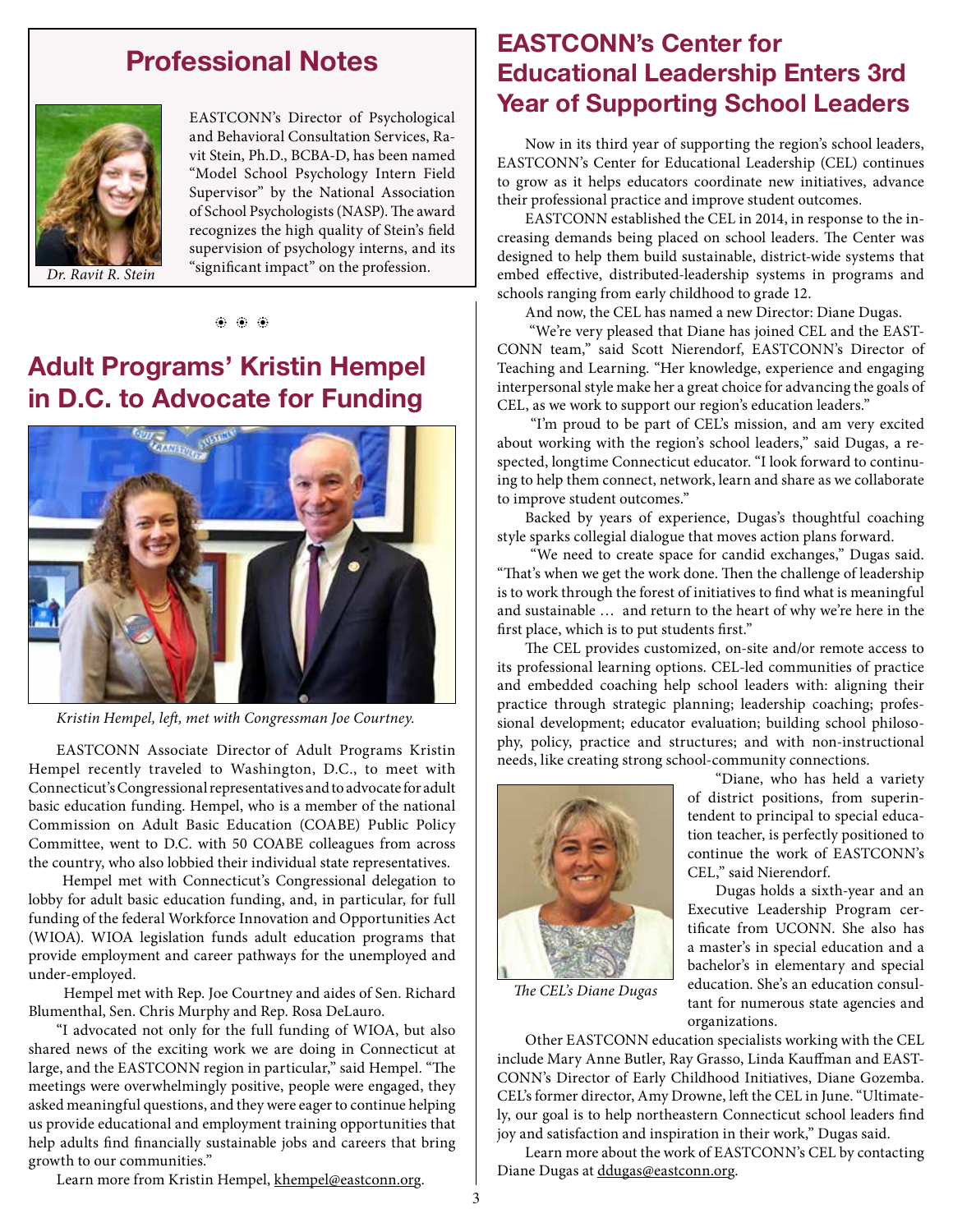## Professional Notes

EASTCONN's Director of Psychological and Behavioral Consultation Services, Ravit Stein, Ph.D., BCBA-D, has been named "Model School Psychology Intern Field Supervisor" by the National Association of School Psychologists (NASP). The award recognizes the high quality of Stein's field supervision of psychology interns, and its "significant impact" on the profession.

*Dr. Ravit R. Stein*

## Adult Programs' Kristin Hempel in D.C. to Advocate for Funding

*Kristin Hempel, left, met with Congressman Joe Courtney.*

EASTCONN Associate Director of Adult Programs Kristin Hempel recently traveled to Washington, D.C., to meet with Connecticut's Congressional representatives and to advocate for adult basic education funding. Hempel, who is a member of the national Commission on Adult Basic Education (COABE) Public Policy Committee, went to D.C. with 50 COABE colleagues from across the country, who also lobbied their individual state representatives.

Hempel met with Connecticut's Congressional delegation to lobby for adult basic education funding, and, in particular, for full funding of the federal Workforce Innovation and Opportunities Act (WIOA). WIOA legislation funds adult education programs that provide employment and career pathways for the unemployed and under-employed.

Hempel met with Rep. Joe Courtney and aides of Sen. Richard Blumenthal, Sen. Chris Murphy and Rep. Rosa DeLauro.

"I advocated not only for the full funding of WIOA, but also shared news of the exciting work we are doing in Connecticut at large, and the EASTCONN region in particular," said Hempel. "The meetings were overwhelmingly positive, people were engaged, they asked meaningful questions, and they were eager to continue helping us provide educational and employment training opportunities that help adults find financially sustainable jobs and careers that bring growth to our communities."

Learn more from Kristin Hempel, khempel@eastconn.org.

## EASTCONN's Center for Educational Leadership Enters 3rd Year of Supporting School Leaders

Now in its third year of supporting the region's school leaders, EASTCONN's Center for Educational Leadership (CEL) continues to grow as it helps educators coordinate new initiatives, advance their professional practice and improve student outcomes.

EASTCONN established the CEL in 2014, in response to the increasing demands being placed on school leaders. The Center was designed to help them build sustainable, district-wide systems that embed effective, distributed-leadership systems in programs and schools ranging from early childhood to grade 12.

And now, the CEL has named a new Director: Diane Dugas.

"We're very pleased that Diane has joined CEL and the EASTCONN team," said Scott Nierendorf, EASTCONN's Director of Teaching and Learning. "Her knowledge, experience and engaging interpersonal style make her a great choice for advancing the goals of CEL, as we work to support our region's education leaders."

"I'm proud to be part of CEL's mission, and am very excited about working with the region's school leaders," said Dugas, a respected, longtime Connecticut educator. "I look forward to continuing to help them connect, network, learn and share as we collaborate to improve student outcomes."

Backed by years of experience, Dugas's thoughtful coaching style sparks collegial dialogue that moves action plans forward.

"We need to create space for candid exchanges," Dugas said. "That's when we get the work done. Then the challenge of leadership is to work through the forest of initiatives to find what is meaningful and sustainable … and return to the heart of why we're here in the first place, which is to put students first."

The CEL provides customized, on-site and/or remote access to its professional learning options. CEL-led communities of practice and embedded coaching help school leaders with: aligning their practice through strategic planning; leadership coaching; professional development; educator evaluation; building school philosophy, policy, practice and structures; and with non-instructional needs, like creating strong school-community connections.

*The CEL's Diane Dugas*

"Diane, who has held a variety of district positions, from superintendent to principal to special education teacher, is perfectly positioned to continue the work of EASTCONN's CEL," said Nierendorf.

Dugas holds a sixth-year and an Executive Leadership Program certificate from UCONN. She also has a master's in special education and a bachelor's in elementary and special education. She's an education consultant for numerous state agencies and organizations.

Other EASTCONN education specialists working with the CEL include Mary Anne Butler, Ray Grasso, Linda Kauffman and EASTCONN's Director of Early Childhood Initiatives, Diane Gozemba. CEL's former director, Amy Drowne, left the CEL in June. "Ultimately, our goal is to help northeastern Connecticut school leaders find joy and satisfaction and inspiration in their work," Dugas said.

Learn more about the work of EASTCONN's CEL by contacting Diane Dugas at ddugas@eastconn.org.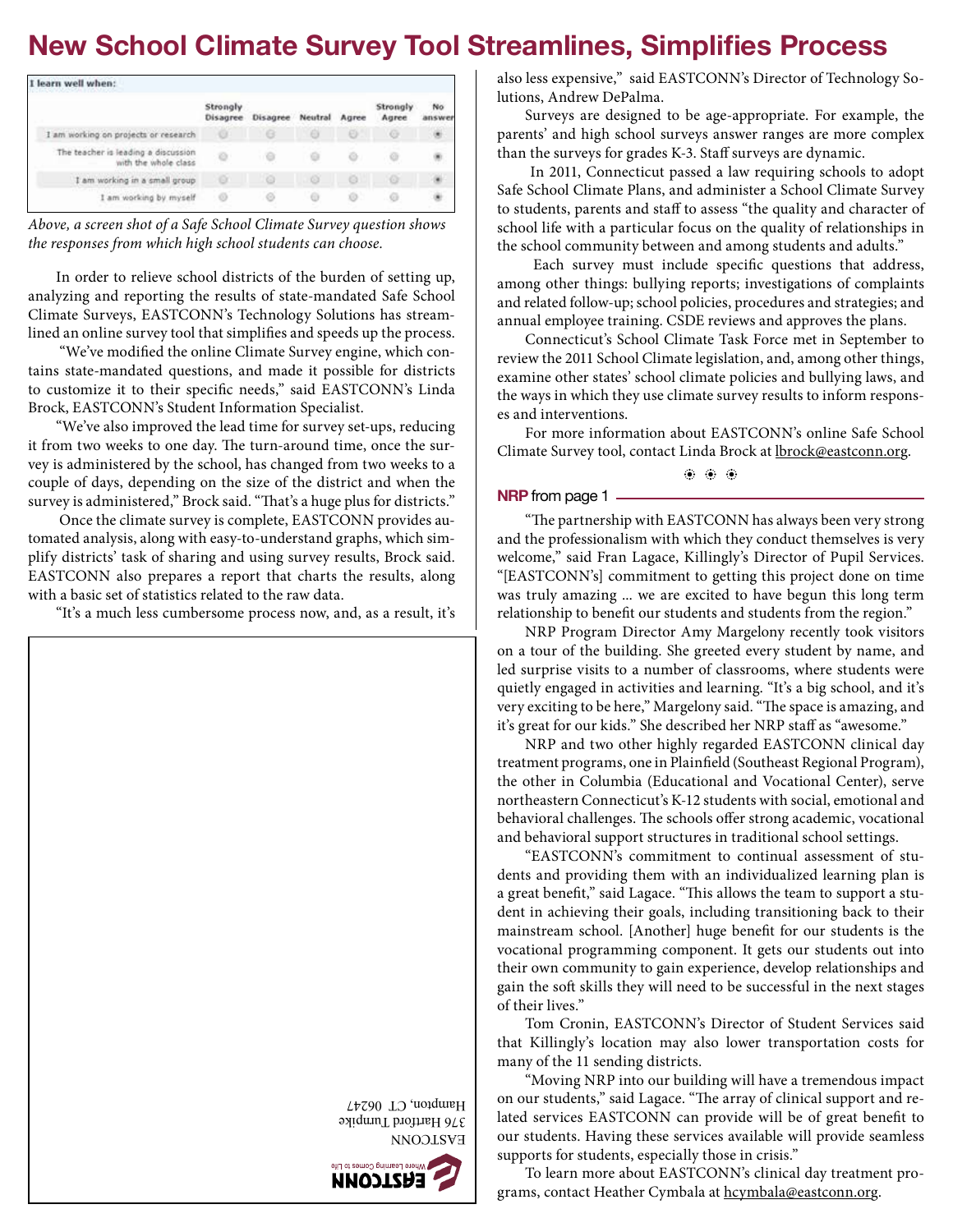# New School Climate Survey Tool Streamlines, Simplifies Process

I learn well when:

| | Strongly Disagree | Disagree | Neutral | Agree | Strongly Agree | No answer |
|---|---|---|---|---|---|---|
| I am working on projects or research | ○ | ○ | ○ | ○ | ○ | ● |
| The teacher is leading a discussion with the whole class | ○ | ○ | ○ | ○ | ○ | ● |
| I am working in a small group | ○ | ○ | ○ | ○ | ○ | ● |
| I am working by myself | ○ | ○ | ○ | ○ | ○ | ● |

*Above, a screen shot of a Safe School Climate Survey question shows the responses from which high school students can choose.*

In order to relieve school districts of the burden of setting up, analyzing and reporting the results of state-mandated Safe School Climate Surveys, EASTCONN's Technology Solutions has streamlined an online survey tool that simplifies and speeds up the process.

"We've modified the online Climate Survey engine, which contains state-mandated questions, and made it possible for districts to customize it to their specific needs," said EASTCONN's Linda Brock, EASTCONN's Student Information Specialist.

"We've also improved the lead time for survey set-ups, reducing it from two weeks to one day. The turn-around time, once the survey is administered by the school, has changed from two weeks to a couple of days, depending on the size of the district and when the survey is administered," Brock said. "That's a huge plus for districts."

Once the climate survey is complete, EASTCONN provides automated analysis, along with easy-to-understand graphs, which simplify districts' task of sharing and using survey results, Brock said. EASTCONN also prepares a report that charts the results, along with a basic set of statistics related to the raw data.

"It's a much less cumbersome process now, and, as a result, it's also less expensive," said EASTCONN's Director of Technology Solutions, Andrew DePalma.

Surveys are designed to be age-appropriate. For example, the parents' and high school surveys answer ranges are more complex than the surveys for grades K-3. Staff surveys are dynamic.

In 2011, Connecticut passed a law requiring schools to adopt Safe School Climate Plans, and administer a School Climate Survey to students, parents and staff to assess "the quality and character of school life with a particular focus on the quality of relationships in the school community between and among students and adults."

Each survey must include specific questions that address, among other things: bullying reports; investigations of complaints and related follow-up; school policies, procedures and strategies; and annual employee training. CSDE reviews and approves the plans.

Connecticut's School Climate Task Force met in September to review the 2011 School Climate legislation, and, among other things, examine other states' school climate policies and bullying laws, and the ways in which they use climate survey results to inform responses and interventions.

For more information about EASTCONN's online Safe School Climate Survey tool, contact Linda Brock at lbrock@eastconn.org.

EASTCONN
Where Learning Comes to Life

EASTCONN
376 Hartford Turnpike
Hampton, CT 06247

**NRP** from page 1

"The partnership with EASTCONN has always been very strong and the professionalism with which they conduct themselves is very welcome," said Fran Lagace, Killingly's Director of Pupil Services. "[EASTCONN's] commitment to getting this project done on time was truly amazing ... we are excited to have begun this long term relationship to benefit our students and students from the region."

NRP Program Director Amy Margelony recently took visitors on a tour of the building. She greeted every student by name, and led surprise visits to a number of classrooms, where students were quietly engaged in activities and learning. "It's a big school, and it's very exciting to be here," Margelony said. "The space is amazing, and it's great for our kids." She described her NRP staff as "awesome."

NRP and two other highly regarded EASTCONN clinical day treatment programs, one in Plainfield (Southeast Regional Program), the other in Columbia (Educational and Vocational Center), serve northeastern Connecticut's K-12 students with social, emotional and behavioral challenges. The schools offer strong academic, vocational and behavioral support structures in traditional school settings.

"EASTCONN's commitment to continual assessment of students and providing them with an individualized learning plan is a great benefit," said Lagace. "This allows the team to support a student in achieving their goals, including transitioning back to their mainstream school. [Another] huge benefit for our students is the vocational programming component. It gets our students out into their own community to gain experience, develop relationships and gain the soft skills they will need to be successful in the next stages of their lives."

Tom Cronin, EASTCONN's Director of Student Services said that Killingly's location may also lower transportation costs for many of the 11 sending districts.

"Moving NRP into our building will have a tremendous impact on our students," said Lagace. "The array of clinical support and related services EASTCONN can provide will be of great benefit to our students. Having these services available will provide seamless supports for students, especially those in crisis."

To learn more about EASTCONN's clinical day treatment programs, contact Heather Cymbala at hcymbala@eastconn.org.